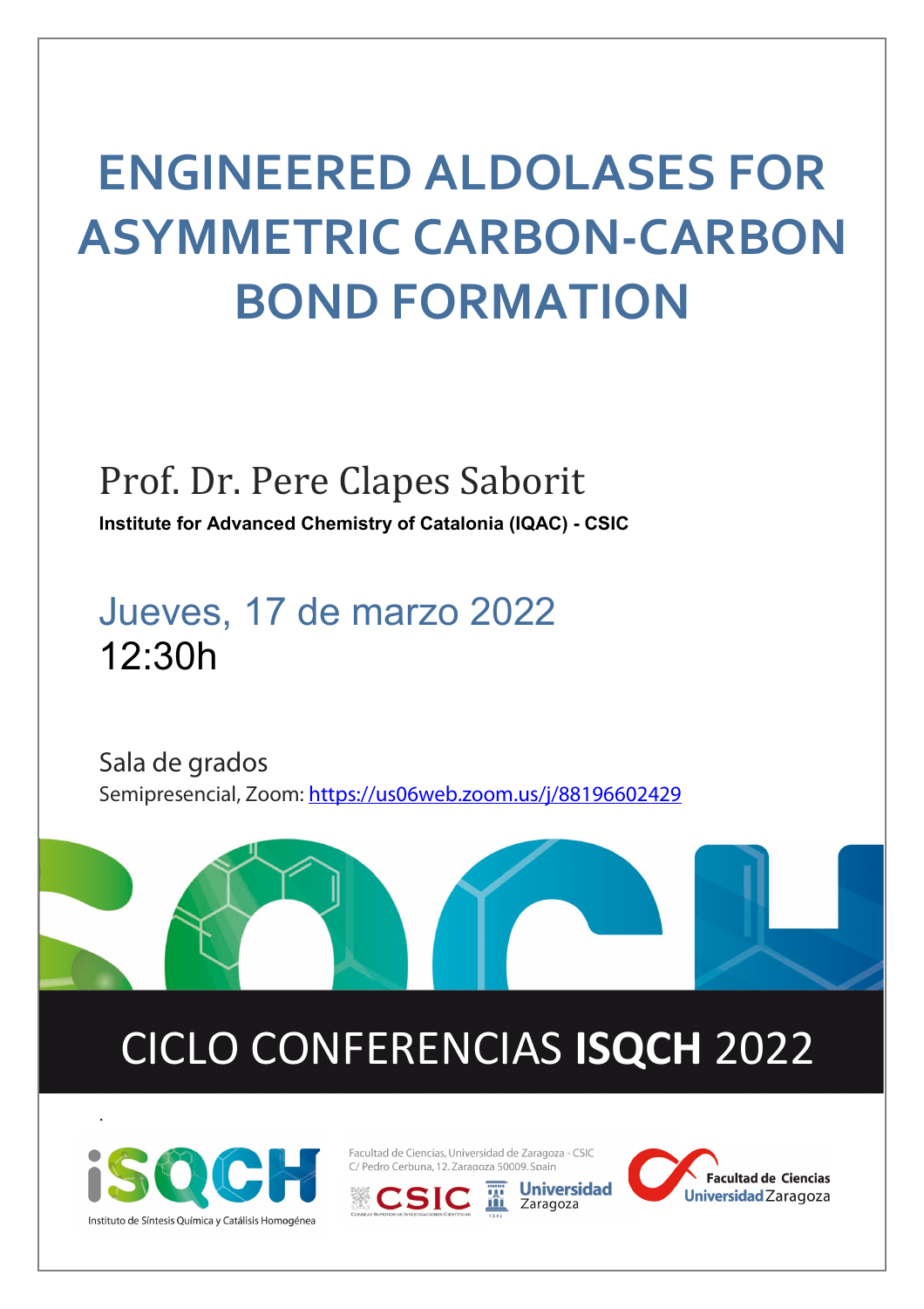# ENGINEERED ALDOLASES FOR ASYMMETRIC CARBON-CARBON BOND FORMATION

## Prof. Dr. Pere Clapes Saborit

**Institute for Advanced Chemistry of Catalonia (IQAC) - CSIC**

## Jueves, 17 de marzo 2022

12:30h

Sala de grados

Semipresencial, Zoom: https://us06web.zoom.us/j/88196602429

## CICLO CONFERENCIAS **ISQCH** 2022

Instituto de Síntesis Química y Catálisis Homogénea

Facultad de Ciencias, Universidad de Zaragoza - CSIC
C/ Pedro Cerbuna, 12. Zaragoza 50009. Spain

CSIC — Universidad Zaragoza — Facultad de Ciencias Universidad Zaragoza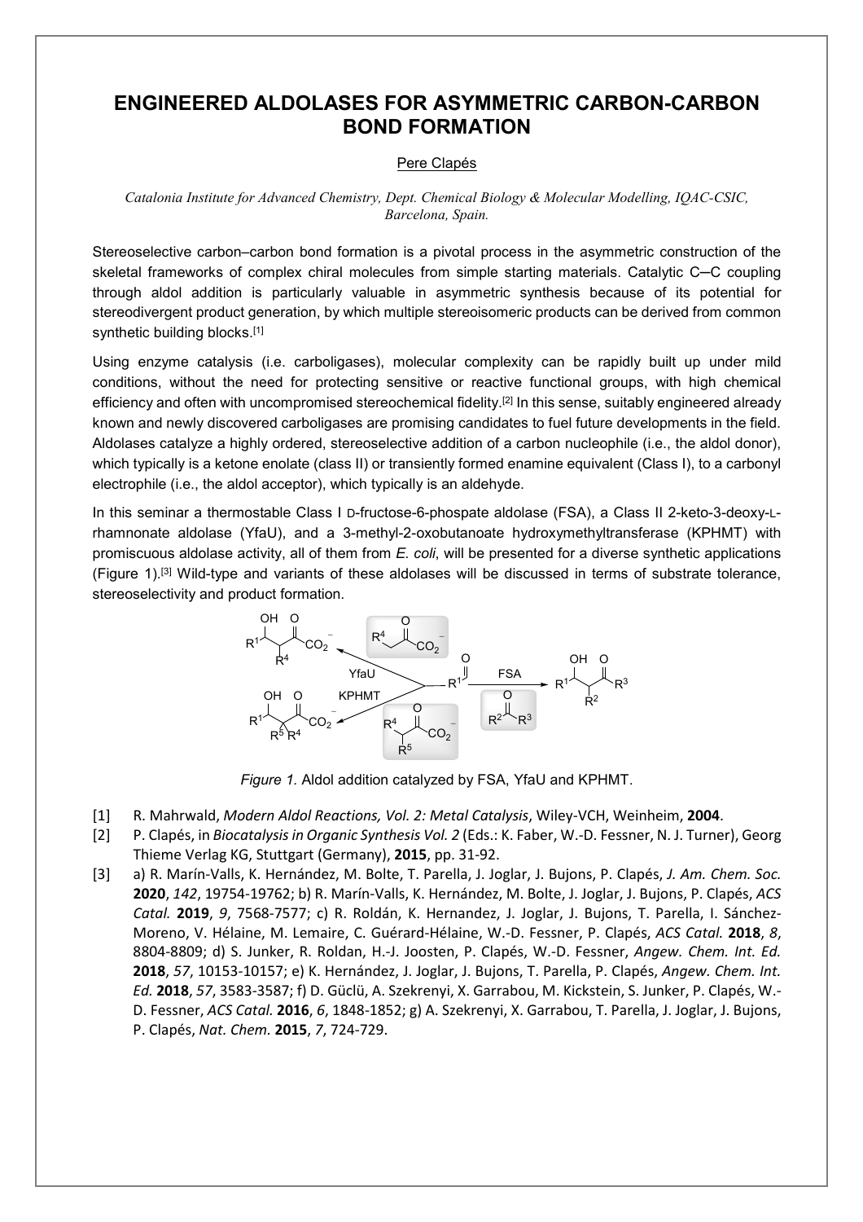# ENGINEERED ALDOLASES FOR ASYMMETRIC CARBON-CARBON BOND FORMATION

Pere Clapés

*Catalonia Institute for Advanced Chemistry, Dept. Chemical Biology & Molecular Modelling, IQAC-CSIC, Barcelona, Spain.*

Stereoselective carbon–carbon bond formation is a pivotal process in the asymmetric construction of the skeletal frameworks of complex chiral molecules from simple starting materials. Catalytic C─C coupling through aldol addition is particularly valuable in asymmetric synthesis because of its potential for stereodivergent product generation, by which multiple stereoisomeric products can be derived from common synthetic building blocks.[1]

Using enzyme catalysis (i.e. carboligases), molecular complexity can be rapidly built up under mild conditions, without the need for protecting sensitive or reactive functional groups, with high chemical efficiency and often with uncompromised stereochemical fidelity.[2] In this sense, suitably engineered already known and newly discovered carboligases are promising candidates to fuel future developments in the field. Aldolases catalyze a highly ordered, stereoselective addition of a carbon nucleophile (i.e., the aldol donor), which typically is a ketone enolate (class II) or transiently formed enamine equivalent (Class I), to a carbonyl electrophile (i.e., the aldol acceptor), which typically is an aldehyde.

In this seminar a thermostable Class I D-fructose-6-phospate aldolase (FSA), a Class II 2-keto-3-deoxy-L-rhamnonate aldolase (YfaU), and a 3-methyl-2-oxobutanoate hydroxymethyltransferase (KPHMT) with promiscuous aldolase activity, all of them from *E. coli*, will be presented for a diverse synthetic applications (Figure 1).[3] Wild-type and variants of these aldolases will be discussed in terms of substrate tolerance, stereoselectivity and product formation.

*Figure 1.* Aldol addition catalyzed by FSA, YfaU and KPHMT.

[1] R. Mahrwald, *Modern Aldol Reactions, Vol. 2: Metal Catalysis*, Wiley-VCH, Weinheim, **2004**.

[2] P. Clapés, in *Biocatalysis in Organic Synthesis Vol. 2* (Eds.: K. Faber, W.-D. Fessner, N. J. Turner), Georg Thieme Verlag KG, Stuttgart (Germany), **2015**, pp. 31-92.

[3] a) R. Marín-Valls, K. Hernández, M. Bolte, T. Parella, J. Joglar, J. Bujons, P. Clapés, *J. Am. Chem. Soc.* **2020**, *142*, 19754-19762; b) R. Marín-Valls, K. Hernández, M. Bolte, J. Joglar, J. Bujons, P. Clapés, *ACS Catal.* **2019**, *9*, 7568-7577; c) R. Roldán, K. Hernandez, J. Joglar, J. Bujons, T. Parella, I. Sánchez-Moreno, V. Hélaine, M. Lemaire, C. Guérard-Hélaine, W.-D. Fessner, P. Clapés, *ACS Catal.* **2018**, *8*, 8804-8809; d) S. Junker, R. Roldan, H.-J. Joosten, P. Clapés, W.-D. Fessner, *Angew. Chem. Int. Ed.* **2018**, *57*, 10153-10157; e) K. Hernández, J. Joglar, J. Bujons, T. Parella, P. Clapés, *Angew. Chem. Int. Ed.* **2018**, *57*, 3583-3587; f) D. Güclü, A. Szekrenyi, X. Garrabou, M. Kickstein, S. Junker, P. Clapés, W.-D. Fessner, *ACS Catal.* **2016**, *6*, 1848-1852; g) A. Szekrenyi, X. Garrabou, T. Parella, J. Joglar, J. Bujons, P. Clapés, *Nat. Chem.* **2015**, *7*, 724-729.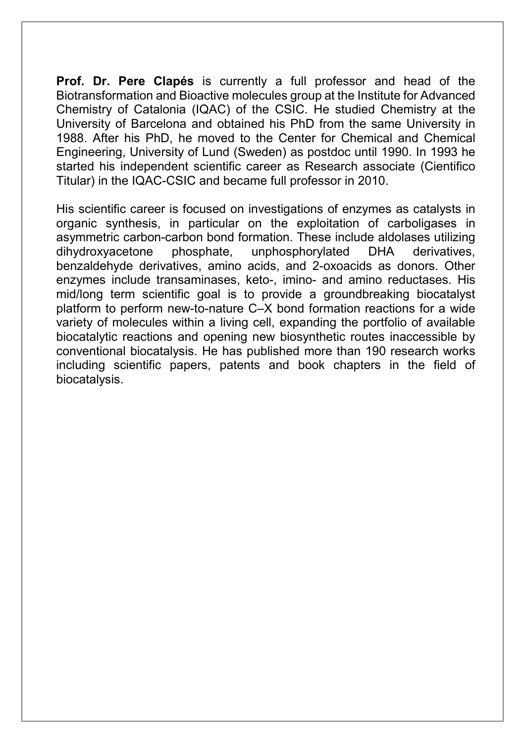**Prof. Dr. Pere Clapés** is currently a full professor and head of the Biotransformation and Bioactive molecules group at the Institute for Advanced Chemistry of Catalonia (IQAC) of the CSIC. He studied Chemistry at the University of Barcelona and obtained his PhD from the same University in 1988. After his PhD, he moved to the Center for Chemical and Chemical Engineering, University of Lund (Sweden) as postdoc until 1990. In 1993 he started his independent scientific career as Research associate (Cientifico Titular) in the IQAC-CSIC and became full professor in 2010.

His scientific career is focused on investigations of enzymes as catalysts in organic synthesis, in particular on the exploitation of carboligases in asymmetric carbon-carbon bond formation. These include aldolases utilizing dihydroxyacetone phosphate, unphosphorylated DHA derivatives, benzaldehyde derivatives, amino acids, and 2-oxoacids as donors. Other enzymes include transaminases, keto-, imino- and amino reductases. His mid/long term scientific goal is to provide a groundbreaking biocatalyst platform to perform new-to-nature C–X bond formation reactions for a wide variety of molecules within a living cell, expanding the portfolio of available biocatalytic reactions and opening new biosynthetic routes inaccessible by conventional biocatalysis. He has published more than 190 research works including scientific papers, patents and book chapters in the field of biocatalysis.